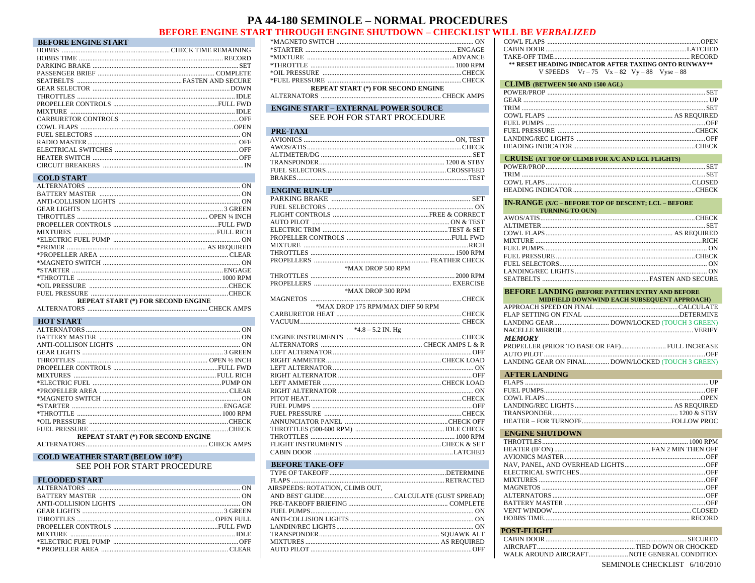# PA 44-180 SEMINOLE – NORMAL PROCEDURES

**BEFORE ENGINE START THROUGH ENGINE SHUTDOWN – CHECKLIST WILL BE *VERBALIZED***

## BEFORE ENGINE START

- HOBBS .......... CHECK TIME REMAINING
- HOBBS TIME .......... RECORD
- PARKING BRAKE .......... SET
- PASSENGER BRIEF .......... COMPLETE
- SEATBELTS .......... FASTEN AND SECURE
- GEAR SELECTOR .......... DOWN
- THROTTLES .......... IDLE
- PROPELLER CONTROLS .......... FULL FWD
- MIXTURE .......... IDLE
- CARBURETOR CONTROLS .......... OFF
- COWL FLAPS .......... OPEN
- FUEL SELECTORS .......... ON
- RADIO MASTER .......... OFF
- ELECTRICAL SWITCHES .......... OFF
- HEATER SWITCH .......... OFF
- CIRCUIT BREAKERS .......... IN

## COLD START

- ALTERNATORS .......... ON
- BATTERY MASTER .......... ON
- ANTI-COLLISION LIGHTS .......... ON
- GEAR LIGHTS .......... 3 GREEN
- THROTTLES .......... OPEN ¼ INCH
- PROPELLER CONTROLS .......... FULL FWD
- MIXTURES .......... FULL RICH
- *ELECTRIC FUEL PUMP .......... ON
- *PRIMER .......... AS REQUIRED
- *PROPELLER AREA .......... CLEAR
- *MAGNETO SWITCH .......... ON
- *STARTER .......... ENGAGE
- *THROTTLE .......... 1000 RPM
- *OIL PRESSURE .......... CHECK
- FUEL PRESSURE .......... CHECK

**REPEAT START (*) FOR SECOND ENGINE**

- ALTERNATORS .......... CHECK AMPS

## HOT START

- ALTERNATORS .......... ON
- BATTERY MASTER .......... ON
- ANTI-COLLISON LIGHTS .......... ON
- GEAR LIGHTS .......... 3 GREEN
- THROTTLES .......... OPEN ½ INCH
- PROPELLER CONTROLS .......... FULL FWD
- MIXTURES .......... FULL RICH
- *ELECTRIC FUEL .......... PUMP ON
- *PROPELLER AREA .......... CLEAR
- *MAGNETO SWITCH .......... ON
- *STARTER .......... ENGAGE
- *THROTTLE .......... 1000 RPM
- *OIL PRESSURE .......... CHECK
- FUEL PRESSURE .......... CHECK

**REPEAT START (*) FOR SECOND ENGINE**

- ALTERNATORS .......... CHECK AMPS

## COLD WEATHER START (BELOW 10°F)

SEE POH FOR START PROCEDURE

## FLOODED START

- ALTERNATORS .......... ON
- BATTERY MASTER .......... ON
- ANTI-COLLISION LIGHTS .......... ON
- GEAR LIGHTS .......... 3 GREEN
- THROTTLES .......... OPEN FULL
- PROPELLER CONTROLS .......... FULL FWD
- MIXTURE .......... IDLE
- *ELECTRIC FUEL PUMP .......... OFF
- * PROPELLER AREA .......... CLEAR
- *MAGNETO SWITCH .......... ON
- *STARTER .......... ENGAGE
- *MIXTURE .......... ADVANCE
- *THROTTLE .......... 1000 RPM
- *OIL PRESSURE .......... CHECK
- *FUEL PRESSURE .......... CHECK

**REPEAT START (*) FOR SECOND ENGINE**

- ALTERNATORS .......... CHECK AMPS

## ENGINE START – EXTERNAL POWER SOURCE

SEE POH FOR START PROCEDURE

## PRE-TAXI

- AVIONICS .......... ON, TEST
- AWOS/ATIS .......... CHECK
- ALTIMETER/DG .......... SET
- TRANSPONDER .......... 1200 & STBY
- FUEL SELECTORS .......... CROSSFEED
- BRAKES .......... TEST

## ENGINE RUN-UP

- PARKING BRAKE .......... SET
- FUEL SELECTORS .......... ON
- FLIGHT CONTROLS .......... FREE & CORRECT
- AUTO PILOT .......... ON & TEST
- ELECTRIC TRIM .......... TEST & SET
- PROPELLER CONTROLS .......... FULL FWD
- MIXTURE .......... RICH
- THROTTLES .......... 1500 RPM
- PROPELLERS .......... FEATHER CHECK
  - *MAX DROP 500 RPM
- THROTTLES .......... 2000 RPM
- PROPELLERS .......... EXERCISE
  - *MAX DROP 300 RPM
- MAGNETOS .......... CHECK
  - *MAX DROP 175 RPM/MAX DIFF 50 RPM
- CARBURETOR HEAT .......... CHECK
- VACUUM .......... CHECK
  - *4.8 – 5.2 IN. Hg
- ENGINE INSTRUMENTS .......... CHECK
- ALTERNATORS .......... CHECK AMPS L & R
- LEFT ALTERNATOR .......... OFF
- RIGHT AMMETER .......... CHECK LOAD
- LEFT ALTERNATOR .......... ON
- RIGHT ALTERNATOR .......... OFF
- LEFT AMMETER .......... CHECK LOAD
- RIGHT ALTERNATOR .......... ON
- PITOT HEAT .......... CHECK
- FUEL PUMPS .......... OFF
- FUEL PRESSURE .......... CHECK
- ANNUNCIATOR PANEL .......... CHECK OFF
- THROTTLES (500-600 RPM) .......... IDLE CHECK
- THROTTLES .......... 1000 RPM
- FLIGHT INSTRUMENTS .......... CHECK & SET
- CABIN DOOR .......... LATCHED

## BEFORE TAKE-OFF

- TYPE OF TAKEOFF .......... DETERMINE
- FLAPS .......... RETRACTED
- AIRSPEEDS: ROTATION, CLIMB OUT, AND BEST GLIDE .......... CALCULATE (GUST SPREAD)
- PRE-TAKEOFF BRIEFING .......... COMPLETE
- FUEL PUMPS .......... ON
- ANTI-COLLISION LIGHTS .......... ON
- LANDIN/REC LIGHTS .......... ON
- TRANSPONDER .......... SQUAWK ALT
- MIXTURES .......... AS REQUIRED
- AUTO PILOT .......... OFF
- COWL FLAPS .......... OPEN
- CABIN DOOR .......... LATCHED
- TAKE-OFF TIME .......... RECORD

**** RESET HEADING INDICATOR AFTER TAXIING ONTO RUNWAY****

V SPEEDS Vr – 75 Vx – 82 Vy – 88 Vyse – 88

## CLIMB (BETWEEN 500 AND 1500 AGL)

- POWER/PROP .......... SET
- GEAR .......... UP
- TRIM .......... SET
- COWL FLAPS .......... AS REQUIRED
- FUEL PUMPS .......... OFF
- FUEL PRESSURE .......... CHECK
- LANDING/REC LIGHTS .......... OFF
- HEADING INDICATOR .......... CHECK

## CRUISE (AT TOP OF CLIMB FOR X/C AND LCL FLIGHTS)

- POWER/PROP .......... SET
- TRIM .......... SET
- COWL FLAPS .......... CLOSED
- HEADING INDICATOR .......... CHECK

## IN-RANGE (X/C – BEFORE TOP OF DESCENT; LCL – BEFORE TURNING TO OUN)

- AWOS/ATIS .......... CHECK
- ALTIMETER .......... SET
- COWL FLAPS .......... AS REQUIRED
- MIXTURE .......... RICH
- FUEL PUMPS .......... ON
- FUEL PRESSURE .......... CHECK
- FUEL SELECTORS .......... ON
- LANDING/REC LIGHTS .......... ON
- SEATBELTS .......... FASTEN AND SECURE

## BEFORE LANDING (BEFORE PATTERN ENTRY AND BEFORE MIDFIELD DOWNWIND EACH SUBSEQUENT APPROACH)

- APPROACH SPEED ON FINAL .......... CALCULATE
- FLAP SETTING ON FINAL .......... DETERMINE
- LANDING GEAR .......... DOWN/LOCKED (TOUCH 3 GREEN)
- NACELLE MIRROR .......... VERIFY

***MEMORY***

- PROPELLER (PRIOR TO BASE OR FAF) .......... FULL INCREASE
- AUTO PILOT .......... OFF
- LANDING GEAR ON FINAL .......... DOWN/LOCKED (TOUCH 3 GREEN)

## AFTER LANDING

- FLAPS .......... UP
- FUEL PUMPS .......... OFF
- COWL FLAPS .......... OPEN
- LANDING/REC LIGHTS .......... AS REQUIRED
- TRANSPONDER .......... 1200 & STBY
- HEATER – FOR TURNOFF .......... FOLLOW PROC

## ENGINE SHUTDOWN

- THROTTLES .......... 1000 RPM
- HEATER (IF ON) .......... FAN 2 MIN THEN OFF
- AVIONICS MASTER .......... OFF
- NAV, PANEL, AND OVERHEAD LIGHTS .......... OFF
- ELECTRICAL SWITCHES .......... OFF
- MIXTURES .......... OFF
- MAGNETOS .......... OFF
- ALTERNATORS .......... OFF
- BATTERY MASTER .......... OFF
- VENT WINDOW .......... CLOSED
- HOBBS TIME .......... RECORD

## POST-FLIGHT

- CABIN DOOR .......... SECURED
- AIRCRAFT .......... TIED DOWN OR CHOCKED
- WALK AROUND AIRCRAFT .......... NOTE GENERAL CONDITION

SEMINOLE CHECKLIST 6/10/2010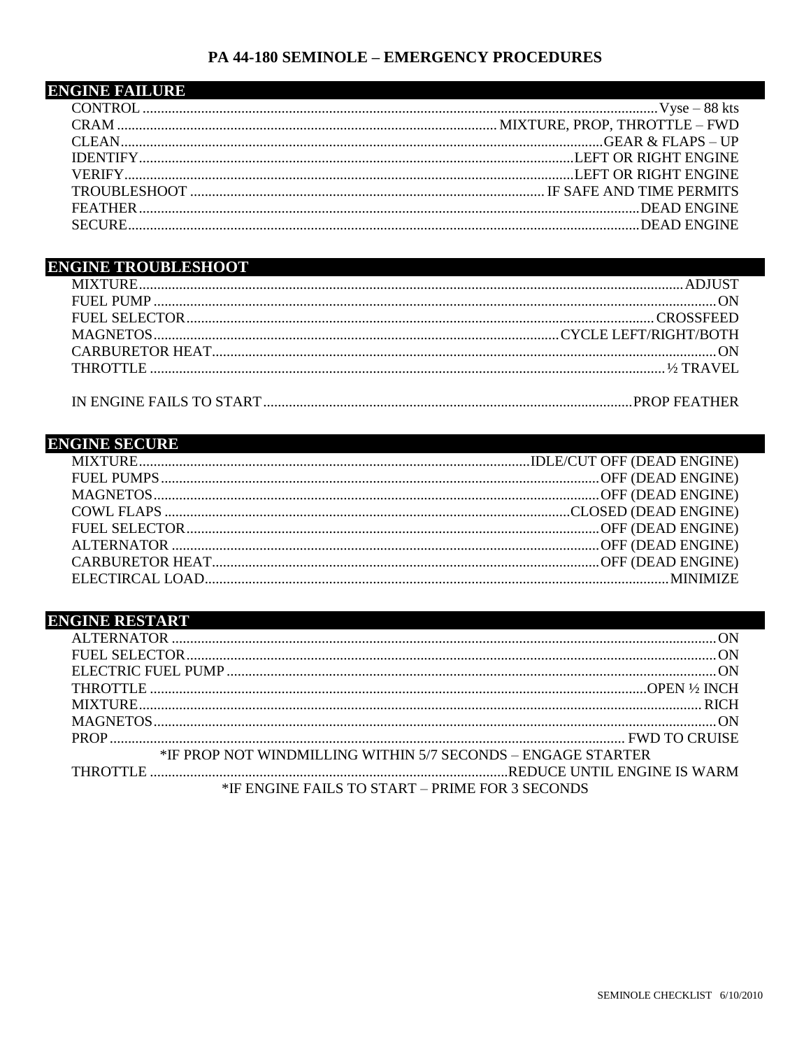# PA 44-180 SEMINOLE – EMERGENCY PROCEDURES

## ENGINE FAILURE

| | |
|---|---|
| CONTROL | Vyse – 88 kts |
| CRAM | MIXTURE, PROP, THROTTLE – FWD |
| CLEAN | GEAR & FLAPS – UP |
| IDENTIFY | LEFT OR RIGHT ENGINE |
| VERIFY | LEFT OR RIGHT ENGINE |
| TROUBLESHOOT | IF SAFE AND TIME PERMITS |
| FEATHER | DEAD ENGINE |
| SECURE | DEAD ENGINE |

## ENGINE TROUBLESHOOT

| | |
|---|---|
| MIXTURE | ADJUST |
| FUEL PUMP | ON |
| FUEL SELECTOR | CROSSFEED |
| MAGNETOS | CYCLE LEFT/RIGHT/BOTH |
| CARBURETOR HEAT | ON |
| THROTTLE | ½ TRAVEL |
| | |
| IN ENGINE FAILS TO START | PROP FEATHER |

## ENGINE SECURE

| | |
|---|---|
| MIXTURE | IDLE/CUT OFF (DEAD ENGINE) |
| FUEL PUMPS | OFF (DEAD ENGINE) |
| MAGNETOS | OFF (DEAD ENGINE) |
| COWL FLAPS | CLOSED (DEAD ENGINE) |
| FUEL SELECTOR | OFF (DEAD ENGINE) |
| ALTERNATOR | OFF (DEAD ENGINE) |
| CARBURETOR HEAT | OFF (DEAD ENGINE) |
| ELECTIRCAL LOAD | MINIMIZE |

## ENGINE RESTART

| | |
|---|---|
| ALTERNATOR | ON |
| FUEL SELECTOR | ON |
| ELECTRIC FUEL PUMP | ON |
| THROTTLE | OPEN ½ INCH |
| MIXTURE | RICH |
| MAGNETOS | ON |
| PROP | FWD TO CRUISE |

*IF PROP NOT WINDMILLING WITHIN 5/7 SECONDS – ENGAGE STARTER

| | |
|---|---|
| THROTTLE | REDUCE UNTIL ENGINE IS WARM |

*IF ENGINE FAILS TO START – PRIME FOR 3 SECONDS

SEMINOLE CHECKLIST 6/10/2010